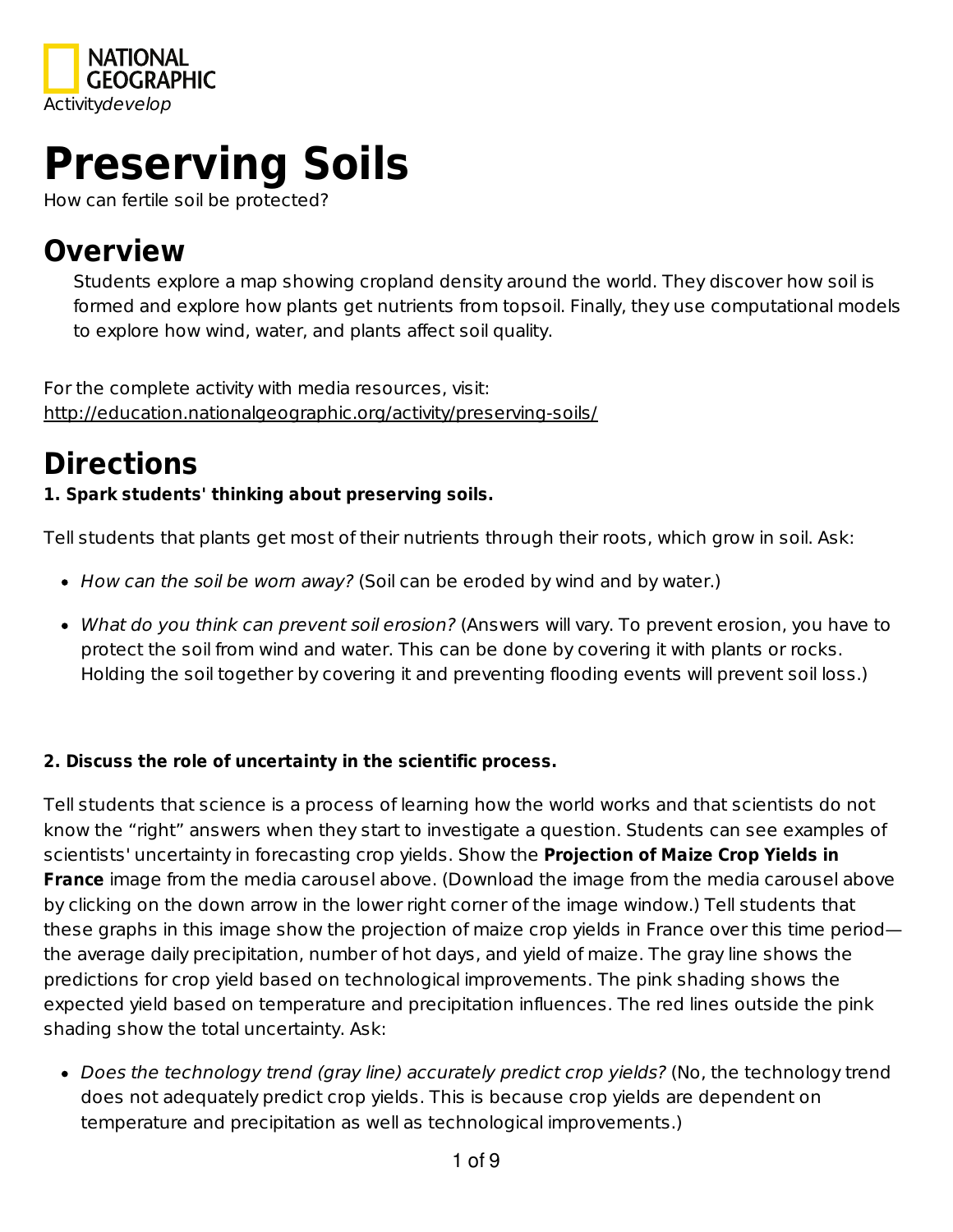NATIONAL GEOGRAPHIC

Activity*develop*

# Preserving Soils

How can fertile soil be protected?

## Overview

Students explore a map showing cropland density around the world. They discover how soil is formed and explore how plants get nutrients from topsoil. Finally, they use computational models to explore how wind, water, and plants affect soil quality.

For the complete activity with media resources, visit:
http://education.nationalgeographic.org/activity/preserving-soils/

## Directions

**1. Spark students' thinking about preserving soils.**

Tell students that plants get most of their nutrients through their roots, which grow in soil. Ask:

- *How can the soil be worn away?* (Soil can be eroded by wind and by water.)
- *What do you think can prevent soil erosion?* (Answers will vary. To prevent erosion, you have to protect the soil from wind and water. This can be done by covering it with plants or rocks. Holding the soil together by covering it and preventing flooding events will prevent soil loss.)

**2. Discuss the role of uncertainty in the scientific process.**

Tell students that science is a process of learning how the world works and that scientists do not know the "right" answers when they start to investigate a question. Students can see examples of scientists' uncertainty in forecasting crop yields. Show the **Projection of Maize Crop Yields in France** image from the media carousel above. (Download the image from the media carousel above by clicking on the down arrow in the lower right corner of the image window.) Tell students that these graphs in this image show the projection of maize crop yields in France over this time period—the average daily precipitation, number of hot days, and yield of maize. The gray line shows the predictions for crop yield based on technological improvements. The pink shading shows the expected yield based on temperature and precipitation influences. The red lines outside the pink shading show the total uncertainty. Ask:

- *Does the technology trend (gray line) accurately predict crop yields?* (No, the technology trend does not adequately predict crop yields. This is because crop yields are dependent on temperature and precipitation as well as technological improvements.)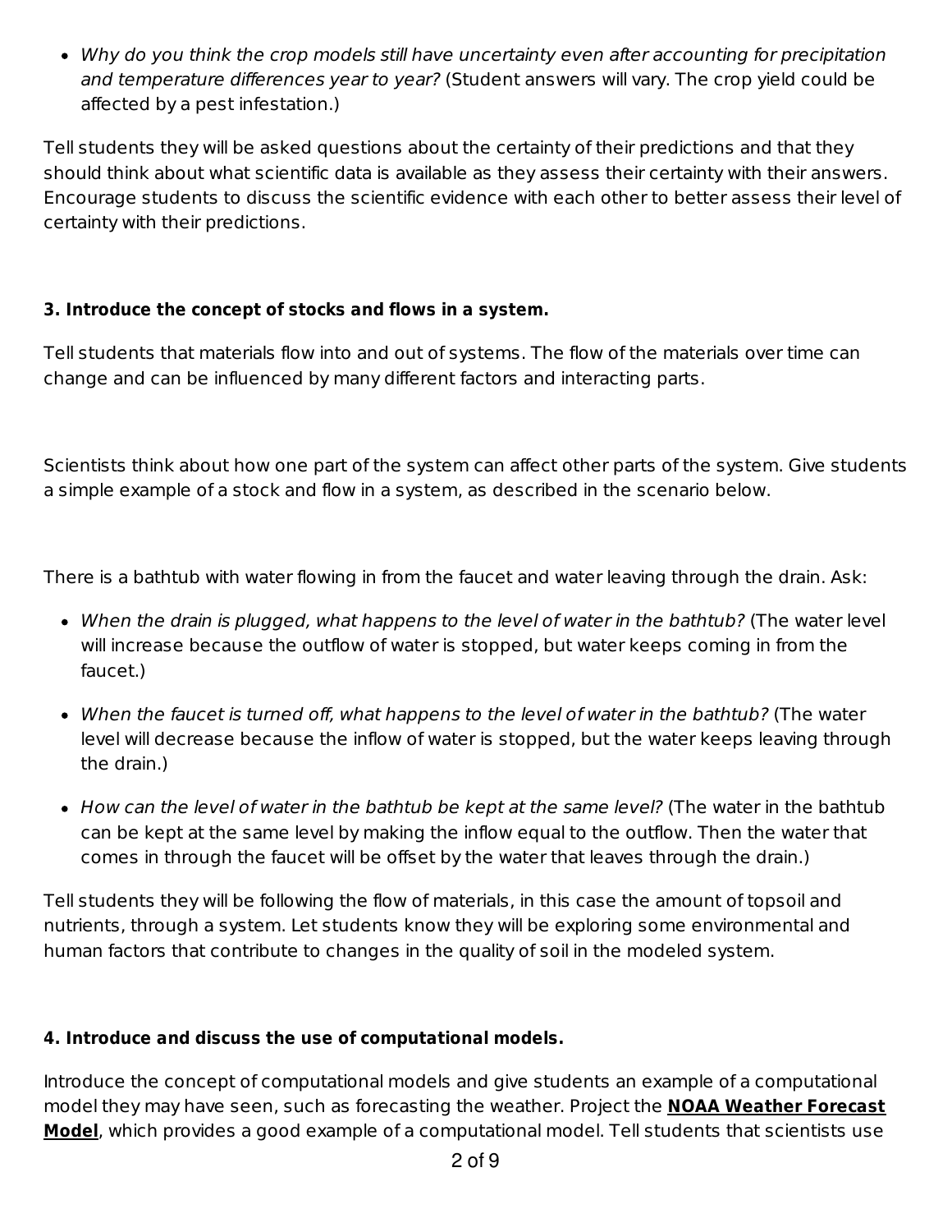- *Why do you think the crop models still have uncertainty even after accounting for precipitation and temperature differences year to year?* (Student answers will vary. The crop yield could be affected by a pest infestation.)

Tell students they will be asked questions about the certainty of their predictions and that they should think about what scientific data is available as they assess their certainty with their answers. Encourage students to discuss the scientific evidence with each other to better assess their level of certainty with their predictions.

**3. Introduce the concept of stocks and flows in a system.**

Tell students that materials flow into and out of systems. The flow of the materials over time can change and can be influenced by many different factors and interacting parts.

Scientists think about how one part of the system can affect other parts of the system. Give students a simple example of a stock and flow in a system, as described in the scenario below.

There is a bathtub with water flowing in from the faucet and water leaving through the drain. Ask:

- *When the drain is plugged, what happens to the level of water in the bathtub?* (The water level will increase because the outflow of water is stopped, but water keeps coming in from the faucet.)
- *When the faucet is turned off, what happens to the level of water in the bathtub?* (The water level will decrease because the inflow of water is stopped, but the water keeps leaving through the drain.)
- *How can the level of water in the bathtub be kept at the same level?* (The water in the bathtub can be kept at the same level by making the inflow equal to the outflow. Then the water that comes in through the faucet will be offset by the water that leaves through the drain.)

Tell students they will be following the flow of materials, in this case the amount of topsoil and nutrients, through a system. Let students know they will be exploring some environmental and human factors that contribute to changes in the quality of soil in the modeled system.

**4. Introduce and discuss the use of computational models.**

Introduce the concept of computational models and give students an example of a computational model they may have seen, such as forecasting the weather. Project the **NOAA Weather Forecast Model**, which provides a good example of a computational model. Tell students that scientists use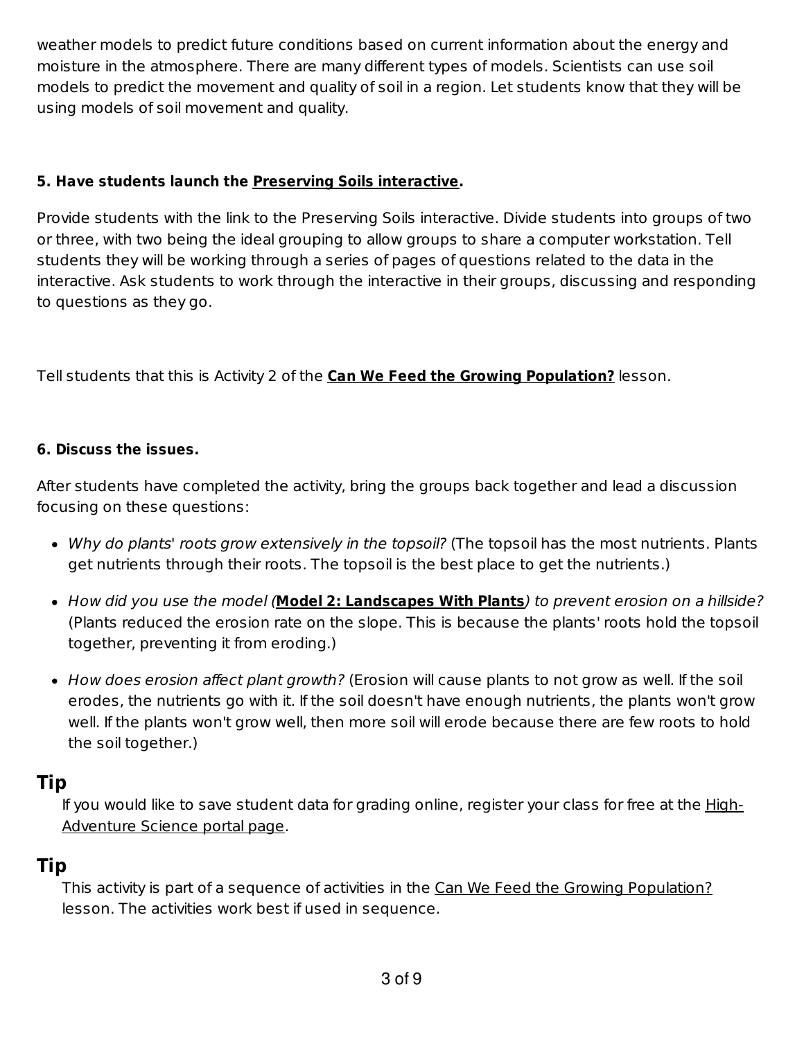weather models to predict future conditions based on current information about the energy and moisture in the atmosphere. There are many different types of models. Scientists can use soil models to predict the movement and quality of soil in a region. Let students know that they will be using models of soil movement and quality.

**5. Have students launch the Preserving Soils interactive.**

Provide students with the link to the Preserving Soils interactive. Divide students into groups of two or three, with two being the ideal grouping to allow groups to share a computer workstation. Tell students they will be working through a series of pages of questions related to the data in the interactive. Ask students to work through the interactive in their groups, discussing and responding to questions as they go.

Tell students that this is Activity 2 of the **Can We Feed the Growing Population?** lesson.

**6. Discuss the issues.**

After students have completed the activity, bring the groups back together and lead a discussion focusing on these questions:

- *Why do plants' roots grow extensively in the topsoil?* (The topsoil has the most nutrients. Plants get nutrients through their roots. The topsoil is the best place to get the nutrients.)
- *How did you use the model (***Model 2: Landscapes With Plants***) to prevent erosion on a hillside?* (Plants reduced the erosion rate on the slope. This is because the plants' roots hold the topsoil together, preventing it from eroding.)
- *How does erosion affect plant growth?* (Erosion will cause plants to not grow as well. If the soil erodes, the nutrients go with it. If the soil doesn't have enough nutrients, the plants won't grow well. If the plants won't grow well, then more soil will erode because there are few roots to hold the soil together.)

## Tip

If you would like to save student data for grading online, register your class for free at the High-Adventure Science portal page.

## Tip

This activity is part of a sequence of activities in the Can We Feed the Growing Population? lesson. The activities work best if used in sequence.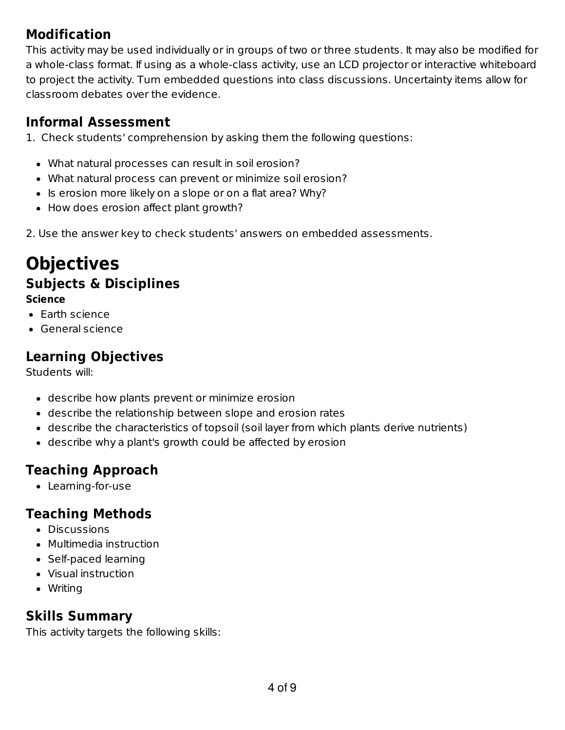### Modification

This activity may be used individually or in groups of two or three students. It may also be modified for a whole-class format. If using as a whole-class activity, use an LCD projector or interactive whiteboard to project the activity. Turn embedded questions into class discussions. Uncertainty items allow for classroom debates over the evidence.

### Informal Assessment

1. Check students' comprehension by asking them the following questions:

- What natural processes can result in soil erosion?
- What natural process can prevent or minimize soil erosion?
- Is erosion more likely on a slope or on a flat area? Why?
- How does erosion affect plant growth?

2. Use the answer key to check students' answers on embedded assessments.

# Objectives

## Subjects & Disciplines

**Science**

- Earth science
- General science

### Learning Objectives

Students will:

- describe how plants prevent or minimize erosion
- describe the relationship between slope and erosion rates
- describe the characteristics of topsoil (soil layer from which plants derive nutrients)
- describe why a plant's growth could be affected by erosion

### Teaching Approach

- Learning-for-use

### Teaching Methods

- Discussions
- Multimedia instruction
- Self-paced learning
- Visual instruction
- Writing

### Skills Summary

This activity targets the following skills: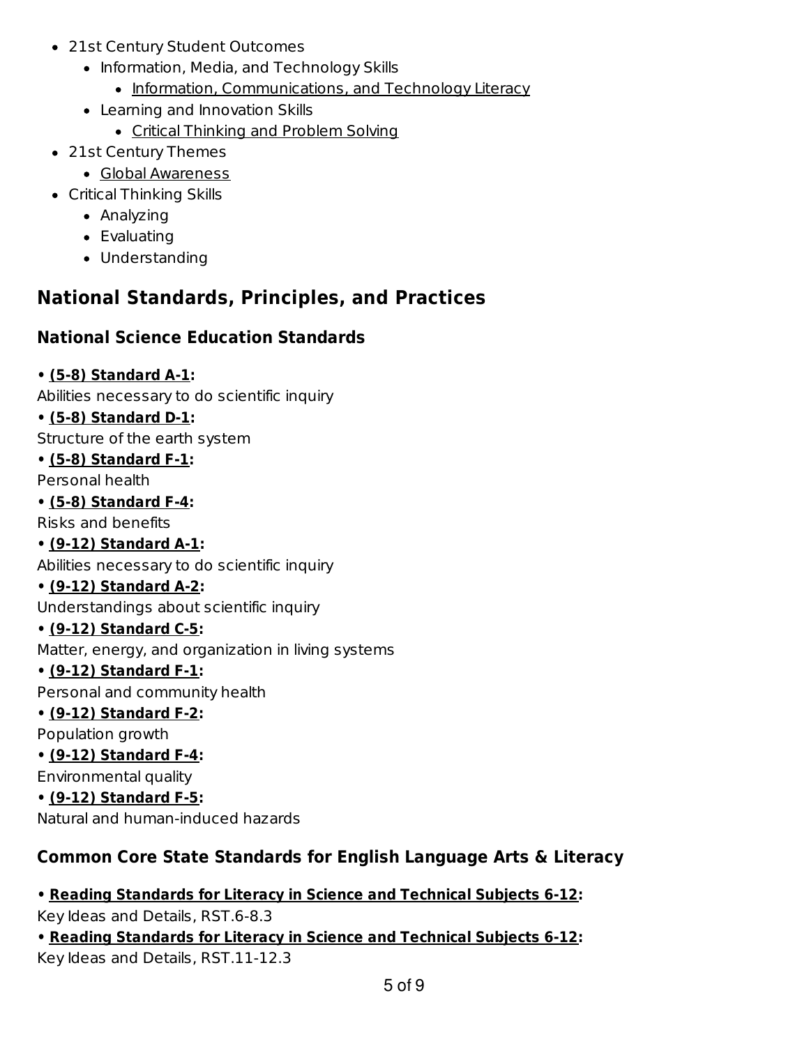- 21st Century Student Outcomes
  - Information, Media, and Technology Skills
    - Information, Communications, and Technology Literacy
  - Learning and Innovation Skills
    - Critical Thinking and Problem Solving
- 21st Century Themes
  - Global Awareness
- Critical Thinking Skills
  - Analyzing
  - Evaluating
  - Understanding

## National Standards, Principles, and Practices

### National Science Education Standards

**• (5-8) Standard A-1:**
Abilities necessary to do scientific inquiry

**• (5-8) Standard D-1:**
Structure of the earth system

**• (5-8) Standard F-1:**
Personal health

**• (5-8) Standard F-4:**
Risks and benefits

**• (9-12) Standard A-1:**
Abilities necessary to do scientific inquiry

**• (9-12) Standard A-2:**
Understandings about scientific inquiry

**• (9-12) Standard C-5:**
Matter, energy, and organization in living systems

**• (9-12) Standard F-1:**
Personal and community health

**• (9-12) Standard F-2:**
Population growth

**• (9-12) Standard F-4:**
Environmental quality

**• (9-12) Standard F-5:**
Natural and human-induced hazards

### Common Core State Standards for English Language Arts & Literacy

**• Reading Standards for Literacy in Science and Technical Subjects 6-12:**
Key Ideas and Details, RST.6-8.3

**• Reading Standards for Literacy in Science and Technical Subjects 6-12:**
Key Ideas and Details, RST.11-12.3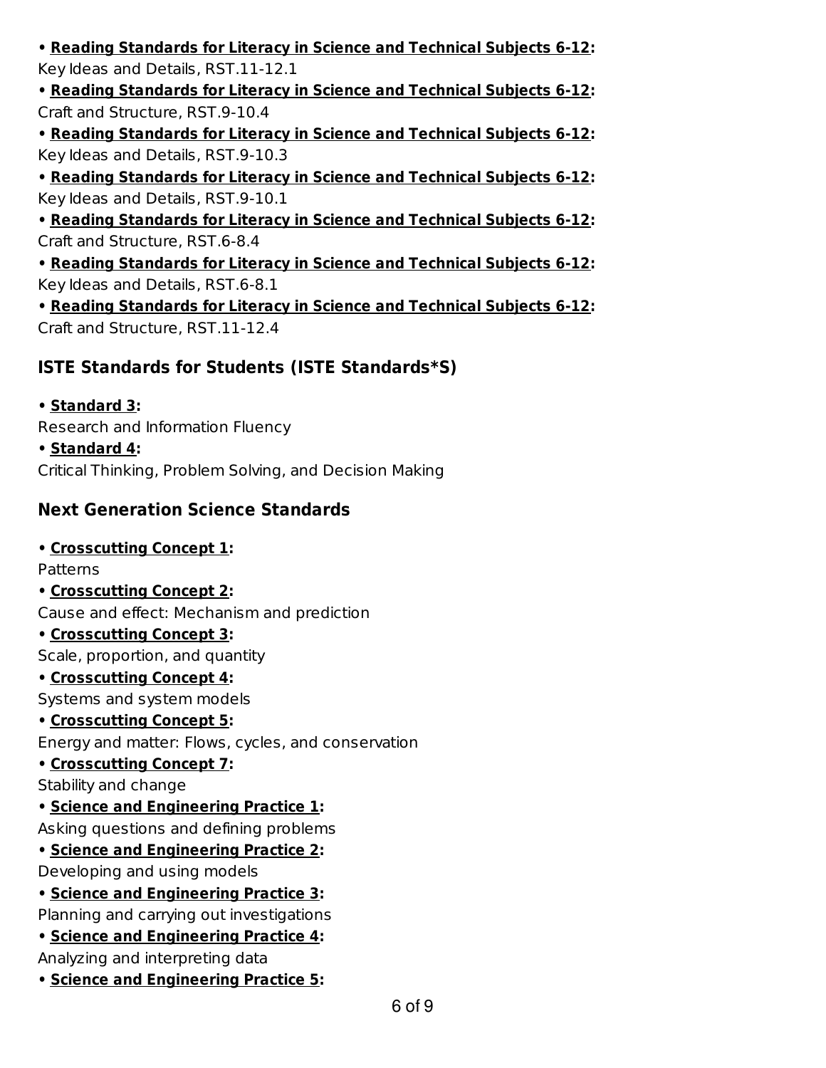- **Reading Standards for Literacy in Science and Technical Subjects 6-12:**
Key Ideas and Details, RST.11-12.1
- **Reading Standards for Literacy in Science and Technical Subjects 6-12:**
Craft and Structure, RST.9-10.4
- **Reading Standards for Literacy in Science and Technical Subjects 6-12:**
Key Ideas and Details, RST.9-10.3
- **Reading Standards for Literacy in Science and Technical Subjects 6-12:**
Key Ideas and Details, RST.9-10.1
- **Reading Standards for Literacy in Science and Technical Subjects 6-12:**
Craft and Structure, RST.6-8.4
- **Reading Standards for Literacy in Science and Technical Subjects 6-12:**
Key Ideas and Details, RST.6-8.1
- **Reading Standards for Literacy in Science and Technical Subjects 6-12:**
Craft and Structure, RST.11-12.4

### ISTE Standards for Students (ISTE Standards*S)

- **Standard 3:**
Research and Information Fluency
- **Standard 4:**
Critical Thinking, Problem Solving, and Decision Making

### Next Generation Science Standards

- **Crosscutting Concept 1:**
Patterns
- **Crosscutting Concept 2:**
Cause and effect: Mechanism and prediction
- **Crosscutting Concept 3:**
Scale, proportion, and quantity
- **Crosscutting Concept 4:**
Systems and system models
- **Crosscutting Concept 5:**
Energy and matter: Flows, cycles, and conservation
- **Crosscutting Concept 7:**
Stability and change
- **Science and Engineering Practice 1:**
Asking questions and defining problems
- **Science and Engineering Practice 2:**
Developing and using models
- **Science and Engineering Practice 3:**
Planning and carrying out investigations
- **Science and Engineering Practice 4:**
Analyzing and interpreting data
- **Science and Engineering Practice 5:**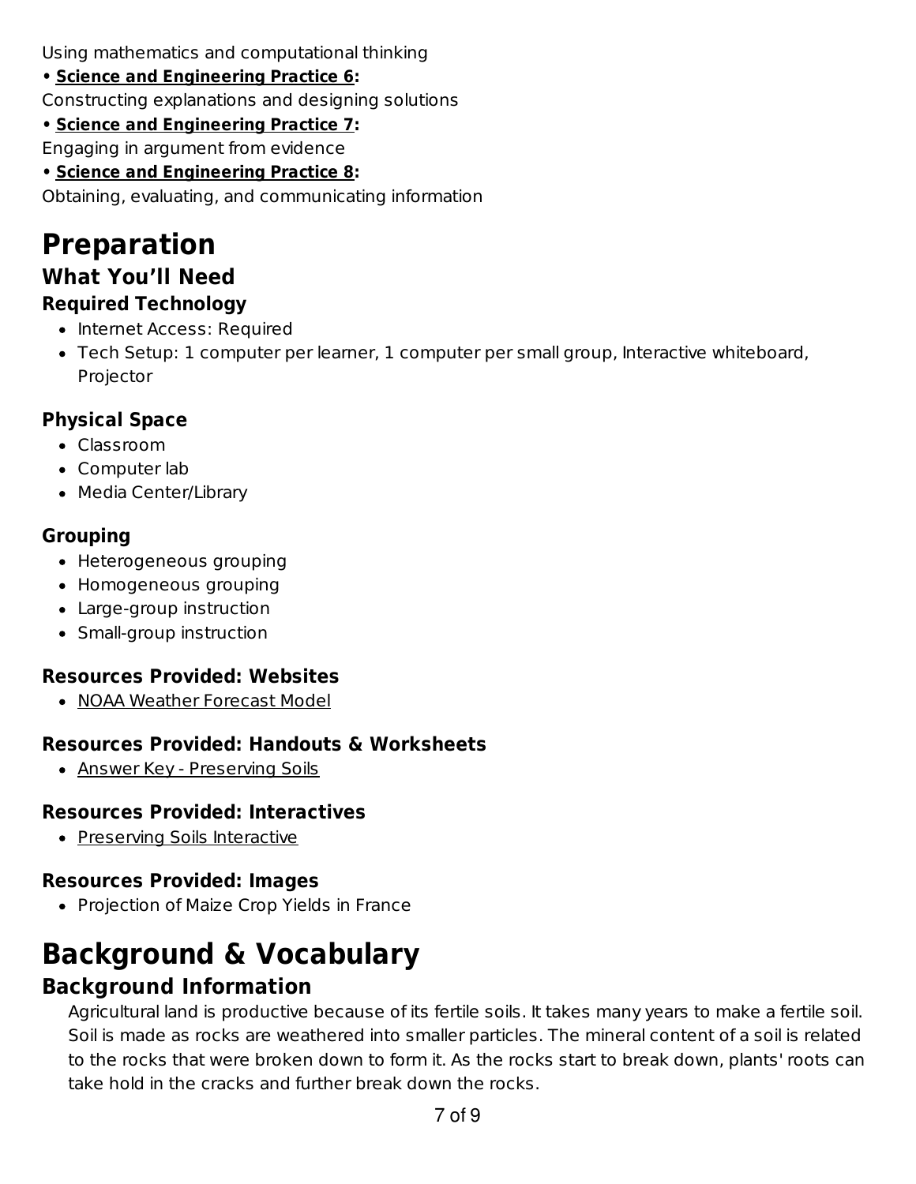Using mathematics and computational thinking

- **Science and Engineering Practice 6:**
Constructing explanations and designing solutions
- **Science and Engineering Practice 7:**
Engaging in argument from evidence
- **Science and Engineering Practice 8:**
Obtaining, evaluating, and communicating information

# Preparation

## What You'll Need

### Required Technology

- Internet Access: Required
- Tech Setup: 1 computer per learner, 1 computer per small group, Interactive whiteboard, Projector

### Physical Space

- Classroom
- Computer lab
- Media Center/Library

### Grouping

- Heterogeneous grouping
- Homogeneous grouping
- Large-group instruction
- Small-group instruction

### Resources Provided: Websites

- NOAA Weather Forecast Model

### Resources Provided: Handouts & Worksheets

- Answer Key - Preserving Soils

### Resources Provided: Interactives

- Preserving Soils Interactive

### Resources Provided: Images

- Projection of Maize Crop Yields in France

# Background & Vocabulary

## Background Information

Agricultural land is productive because of its fertile soils. It takes many years to make a fertile soil. Soil is made as rocks are weathered into smaller particles. The mineral content of a soil is related to the rocks that were broken down to form it. As the rocks start to break down, plants' roots can take hold in the cracks and further break down the rocks.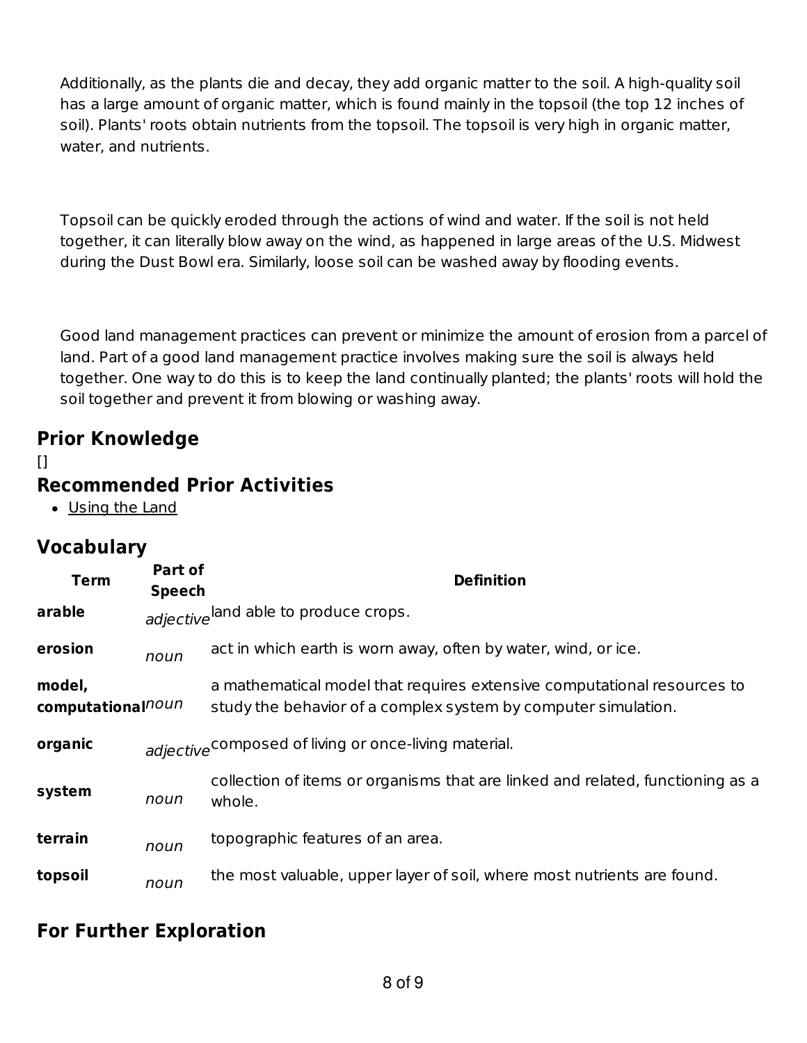Additionally, as the plants die and decay, they add organic matter to the soil. A high-quality soil has a large amount of organic matter, which is found mainly in the topsoil (the top 12 inches of soil). Plants' roots obtain nutrients from the topsoil. The topsoil is very high in organic matter, water, and nutrients.

Topsoil can be quickly eroded through the actions of wind and water. If the soil is not held together, it can literally blow away on the wind, as happened in large areas of the U.S. Midwest during the Dust Bowl era. Similarly, loose soil can be washed away by flooding events.

Good land management practices can prevent or minimize the amount of erosion from a parcel of land. Part of a good land management practice involves making sure the soil is always held together. One way to do this is to keep the land continually planted; the plants' roots will hold the soil together and prevent it from blowing or washing away.

## Prior Knowledge

[]

## Recommended Prior Activities

- Using the Land

## Vocabulary

| Term | Part of Speech | Definition |
|---|---|---|
| **arable** | *adjective* | land able to produce crops. |
| **erosion** | *noun* | act in which earth is worn away, often by water, wind, or ice. |
| **model, computational** | *noun* | a mathematical model that requires extensive computational resources to study the behavior of a complex system by computer simulation. |
| **organic** | *adjective* | composed of living or once-living material. |
| **system** | *noun* | collection of items or organisms that are linked and related, functioning as a whole. |
| **terrain** | *noun* | topographic features of an area. |
| **topsoil** | *noun* | the most valuable, upper layer of soil, where most nutrients are found. |

## For Further Exploration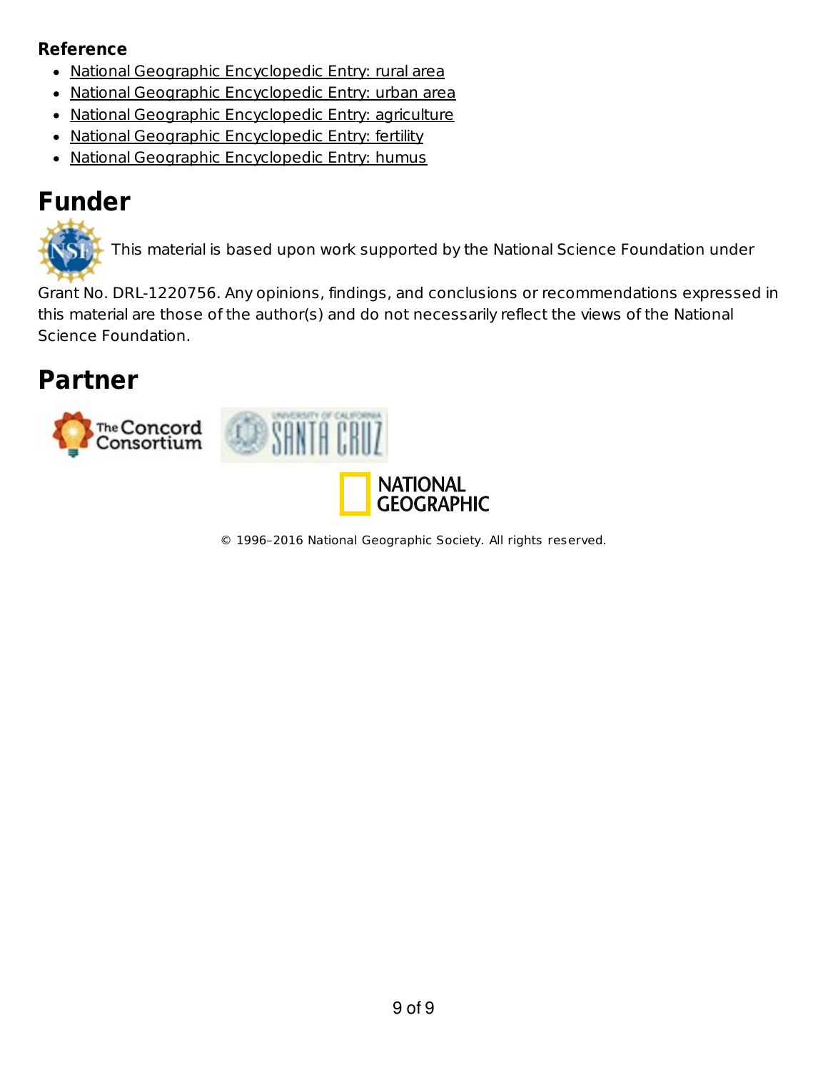**Reference**

- National Geographic Encyclopedic Entry: rural area
- National Geographic Encyclopedic Entry: urban area
- National Geographic Encyclopedic Entry: agriculture
- National Geographic Encyclopedic Entry: fertility
- National Geographic Encyclopedic Entry: humus

## Funder

This material is based upon work supported by the National Science Foundation under Grant No. DRL-1220756. Any opinions, findings, and conclusions or recommendations expressed in this material are those of the author(s) and do not necessarily reflect the views of the National Science Foundation.

## Partner

© 1996–2016 National Geographic Society. All rights reserved.